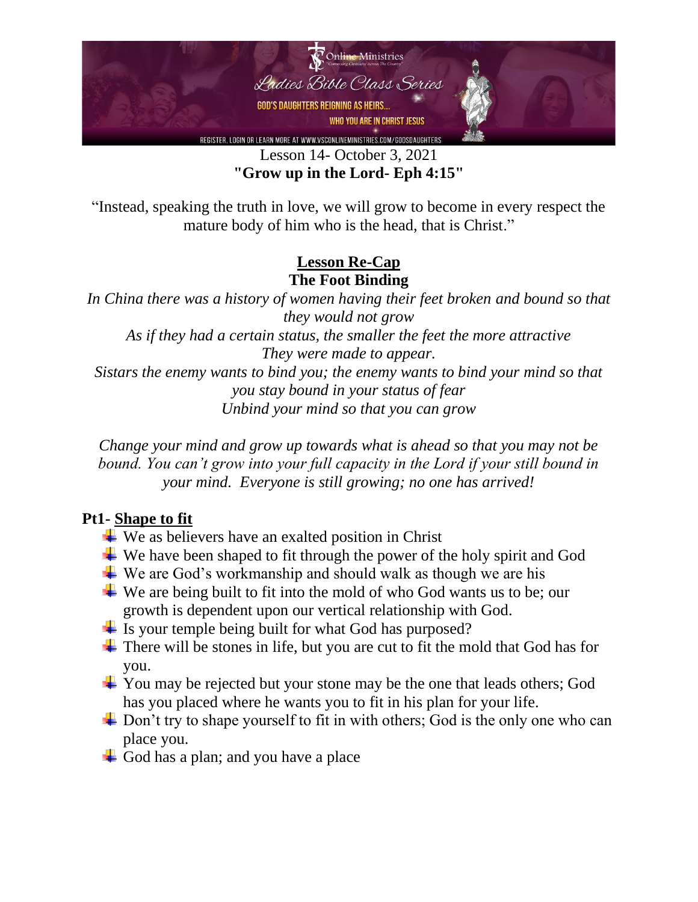Online Ministries

Ladies Bible Class Series

GOD'S DAUGHTERS REIGNING AS HEIRS...

WHO YOU ARE IN CHRIST JESUS

REGISTER, LOGIN OR LEARN MORE AT WWW.VSCONLINEMINISTRIES.COM/GODSDAUGHTERS

Lesson 14- October 3, 2021

**"Grow up in the Lord- Eph 4:15"**

"Instead, speaking the truth in love, we will grow to become in every respect the mature body of him who is the head, that is Christ."

## Lesson Re-Cap

**The Foot Binding**

*In China there was a history of women having their feet broken and bound so that they would not grow*
*As if they had a certain status, the smaller the feet the more attractive*
*They were made to appear.*
*Sistars the enemy wants to bind you; the enemy wants to bind your mind so that you stay bound in your status of fear*
*Unbind your mind so that you can grow*

*Change your mind and grow up towards what is ahead so that you may not be bound. You can't grow into your full capacity in the Lord if your still bound in your mind. Everyone is still growing; no one has arrived!*

### Pt1- Shape to fit

- We as believers have an exalted position in Christ
- We have been shaped to fit through the power of the holy spirit and God
- We are God's workmanship and should walk as though we are his
- We are being built to fit into the mold of who God wants us to be; our growth is dependent upon our vertical relationship with God.
- Is your temple being built for what God has purposed?
- There will be stones in life, but you are cut to fit the mold that God has for you.
- You may be rejected but your stone may be the one that leads others; God has you placed where he wants you to fit in his plan for your life.
- Don't try to shape yourself to fit in with others; God is the only one who can place you.
- God has a plan; and you have a place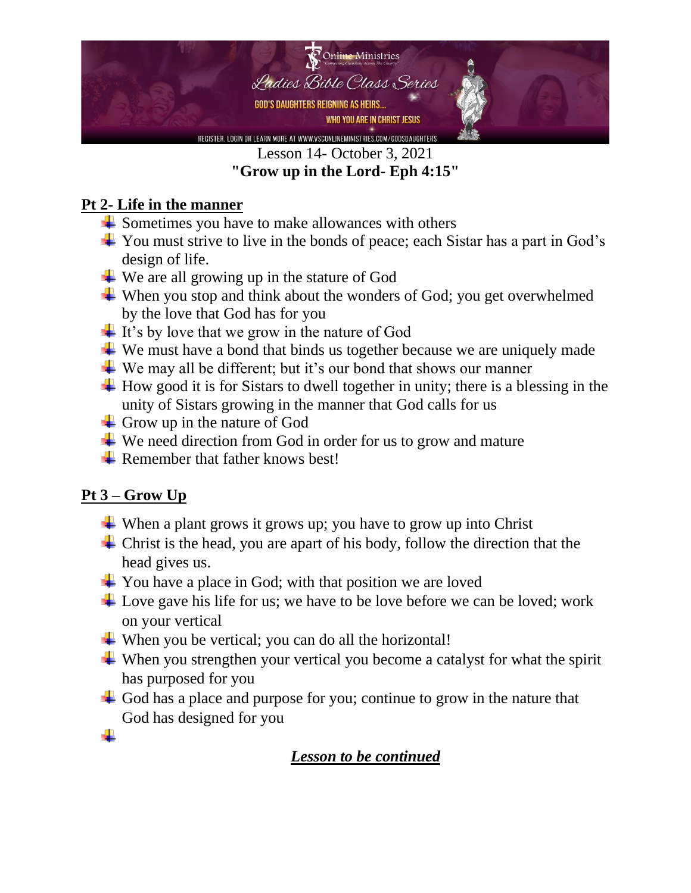Lesson 14- October 3, 2021

**"Grow up in the Lord- Eph 4:15"**

## **Pt 2- Life in the manner**

- Sometimes you have to make allowances with others
- You must strive to live in the bonds of peace; each Sistar has a part in God's design of life.
- We are all growing up in the stature of God
- When you stop and think about the wonders of God; you get overwhelmed by the love that God has for you
- It's by love that we grow in the nature of God
- We must have a bond that binds us together because we are uniquely made
- We may all be different; but it's our bond that shows our manner
- How good it is for Sistars to dwell together in unity; there is a blessing in the unity of Sistars growing in the manner that God calls for us
- Grow up in the nature of God
- We need direction from God in order for us to grow and mature
- Remember that father knows best!

## **Pt 3 – Grow Up**

- When a plant grows it grows up; you have to grow up into Christ
- Christ is the head, you are apart of his body, follow the direction that the head gives us.
- You have a place in God; with that position we are loved
- Love gave his life for us; we have to be love before we can be loved; work on your vertical
- When you be vertical; you can do all the horizontal!
- When you strengthen your vertical you become a catalyst for what the spirit has purposed for you
- God has a place and purpose for you; continue to grow in the nature that God has designed for you

***Lesson to be continued***